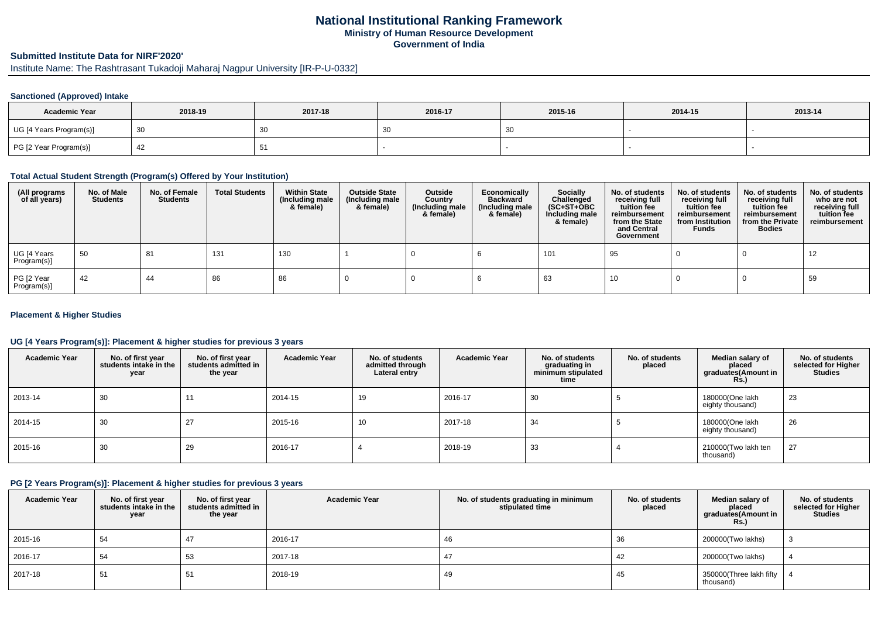# National Institutional Ranking Framework

**Ministry of Human Resource Development**

**Government of India**

## Submitted Institute Data for NIRF'2020'

Institute Name: The Rashtrasant Tukadoji Maharaj Nagpur University [IR-P-U-0332]

### Sanctioned (Approved) Intake

| Academic Year | 2018-19 | 2017-18 | 2016-17 | 2015-16 | 2014-15 | 2013-14 |
|---|---|---|---|---|---|---|
| UG [4 Years Program(s)] | 30 | 30 | 30 | 30 | - | - |
| PG [2 Year Program(s)] | 42 | 51 | - | - | - | - |

### Total Actual Student Strength (Program(s) Offered by Your Institution)

| (All programs of all years) | No. of Male Students | No. of Female Students | Total Students | Within State (Including male & female) | Outside State (Including male & female) | Outside Country (Including male & female) | Economically Backward (Including male & female) | Socially Challenged (SC+ST+OBC Including male & female) | No. of students receiving full tuition fee reimbursement from the State and Central Government | No. of students receiving full tuition fee reimbursement from Institution Funds | No. of students receiving full tuition fee reimbursement from the Private Bodies | No. of students who are not receiving full tuition fee reimbursement |
|---|---|---|---|---|---|---|---|---|---|---|---|---|
| UG [4 Years Program(s)] | 50 | 81 | 131 | 130 | 1 | 0 | 6 | 101 | 95 | 0 | 0 | 12 |
| PG [2 Year Program(s)] | 42 | 44 | 86 | 86 | 0 | 0 | 6 | 63 | 10 | 0 | 0 | 59 |

### Placement & Higher Studies

#### UG [4 Years Program(s)]: Placement & higher studies for previous 3 years

| Academic Year | No. of first year students intake in the year | No. of first year students admitted in the year | Academic Year | No. of students admitted through Lateral entry | Academic Year | No. of students graduating in minimum stipulated time | No. of students placed | Median salary of placed graduates(Amount in Rs.) | No. of students selected for Higher Studies |
|---|---|---|---|---|---|---|---|---|---|
| 2013-14 | 30 | 11 | 2014-15 | 19 | 2016-17 | 30 | 5 | 180000(One lakh eighty thousand) | 23 |
| 2014-15 | 30 | 27 | 2015-16 | 10 | 2017-18 | 34 | 5 | 180000(One lakh eighty thousand) | 26 |
| 2015-16 | 30 | 29 | 2016-17 | 4 | 2018-19 | 33 | 4 | 210000(Two lakh ten thousand) | 27 |

#### PG [2 Years Program(s)]: Placement & higher studies for previous 3 years

| Academic Year | No. of first year students intake in the year | No. of first year students admitted in the year | Academic Year | No. of students graduating in minimum stipulated time | No. of students placed | Median salary of placed graduates(Amount in Rs.) | No. of students selected for Higher Studies |
|---|---|---|---|---|---|---|---|
| 2015-16 | 54 | 47 | 2016-17 | 46 | 36 | 200000(Two lakhs) | 3 |
| 2016-17 | 54 | 53 | 2017-18 | 47 | 42 | 200000(Two lakhs) | 4 |
| 2017-18 | 51 | 51 | 2018-19 | 49 | 45 | 350000(Three lakh fifty thousand) | 4 |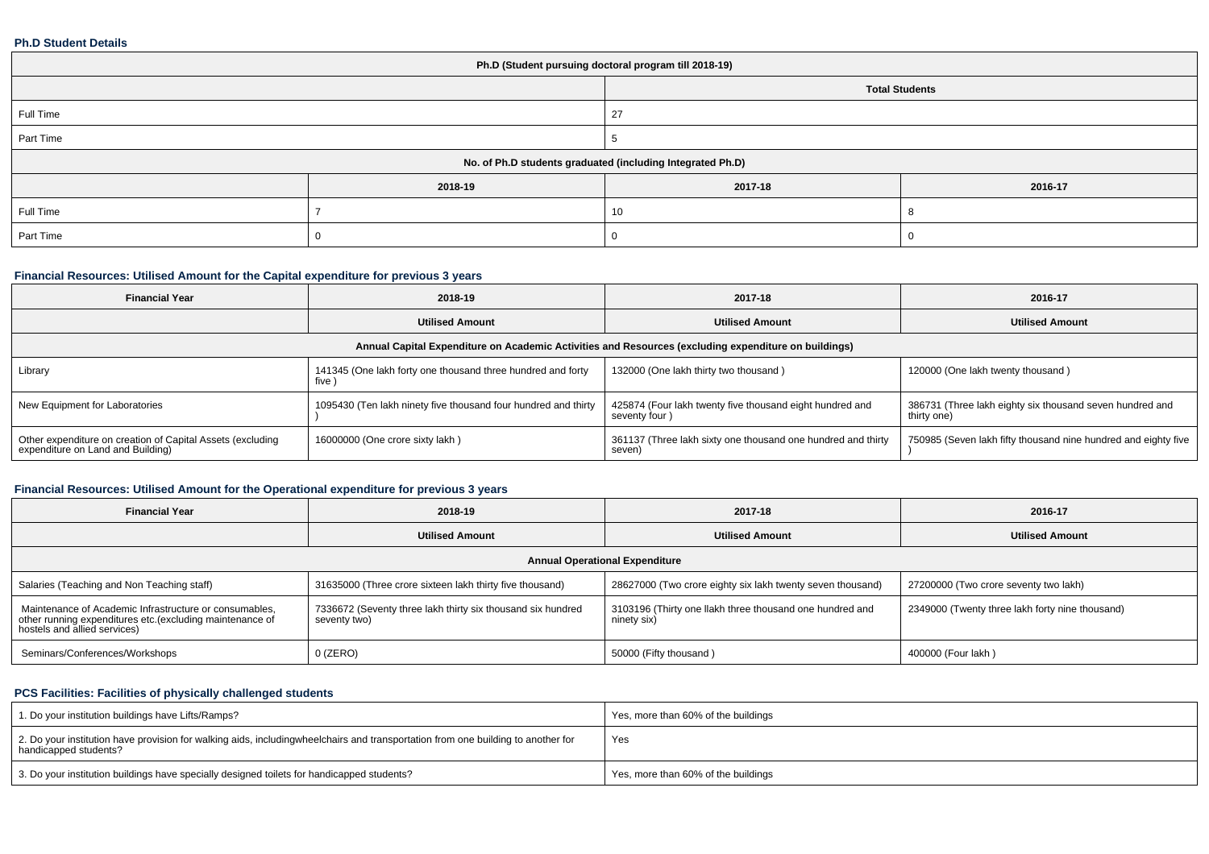### Ph.D Student Details

| Ph.D (Student pursuing doctoral program till 2018-19) | | | |
|---|---|---|---|
| | Total Students | | |
| Full Time | 27 | | |
| Part Time | 5 | | |
| No. of Ph.D students graduated (including Integrated Ph.D) | | | |
| | 2018-19 | 2017-18 | 2016-17 |
| Full Time | 7 | 10 | 8 |
| Part Time | 0 | 0 | 0 |

### Financial Resources: Utilised Amount for the Capital expenditure for previous 3 years

| Financial Year | 2018-19 | 2017-18 | 2016-17 |
|---|---|---|---|
| | Utilised Amount | Utilised Amount | Utilised Amount |
| Annual Capital Expenditure on Academic Activities and Resources (excluding expenditure on buildings) | | | |
| Library | 141345 (One lakh forty one thousand three hundred and forty five ) | 132000 (One lakh thirty two thousand ) | 120000 (One lakh twenty thousand ) |
| New Equipment for Laboratories | 1095430 (Ten lakh ninety five thousand four hundred and thirty ) | 425874 (Four lakh twenty five thousand eight hundred and seventy four ) | 386731 (Three lakh eighty six thousand seven hundred and thirty one) |
| Other expenditure on creation of Capital Assets (excluding expenditure on Land and Building) | 16000000 (One crore sixty lakh ) | 361137 (Three lakh sixty one thousand one hundred and thirty seven) | 750985 (Seven lakh fifty thousand nine hundred and eighty five ) |

### Financial Resources: Utilised Amount for the Operational expenditure for previous 3 years

| Financial Year | 2018-19 | 2017-18 | 2016-17 |
|---|---|---|---|
| | Utilised Amount | Utilised Amount | Utilised Amount |
| Annual Operational Expenditure | | | |
| Salaries (Teaching and Non Teaching staff) | 31635000 (Three crore sixteen lakh thirty five thousand) | 28627000 (Two crore eighty six lakh twenty seven thousand) | 27200000 (Two crore seventy two lakh) |
| Maintenance of Academic Infrastructure or consumables, other running expenditures etc.(excluding maintenance of hostels and allied services) | 7336672 (Seventy three lakh thirty six thousand six hundred seventy two) | 3103196 (Thirty one llakh three thousand one hundred and ninety six) | 2349000 (Twenty three lakh forty nine thousand) |
| Seminars/Conferences/Workshops | 0 (ZERO) | 50000 (Fifty thousand ) | 400000 (Four lakh ) |

### PCS Facilities: Facilities of physically challenged students

| | |
|---|---|
| 1. Do your institution buildings have Lifts/Ramps? | Yes, more than 60% of the buildings |
| 2. Do your institution have provision for walking aids, includingwheelchairs and transportation from one building to another for handicapped students? | Yes |
| 3. Do your institution buildings have specially designed toilets for handicapped students? | Yes, more than 60% of the buildings |